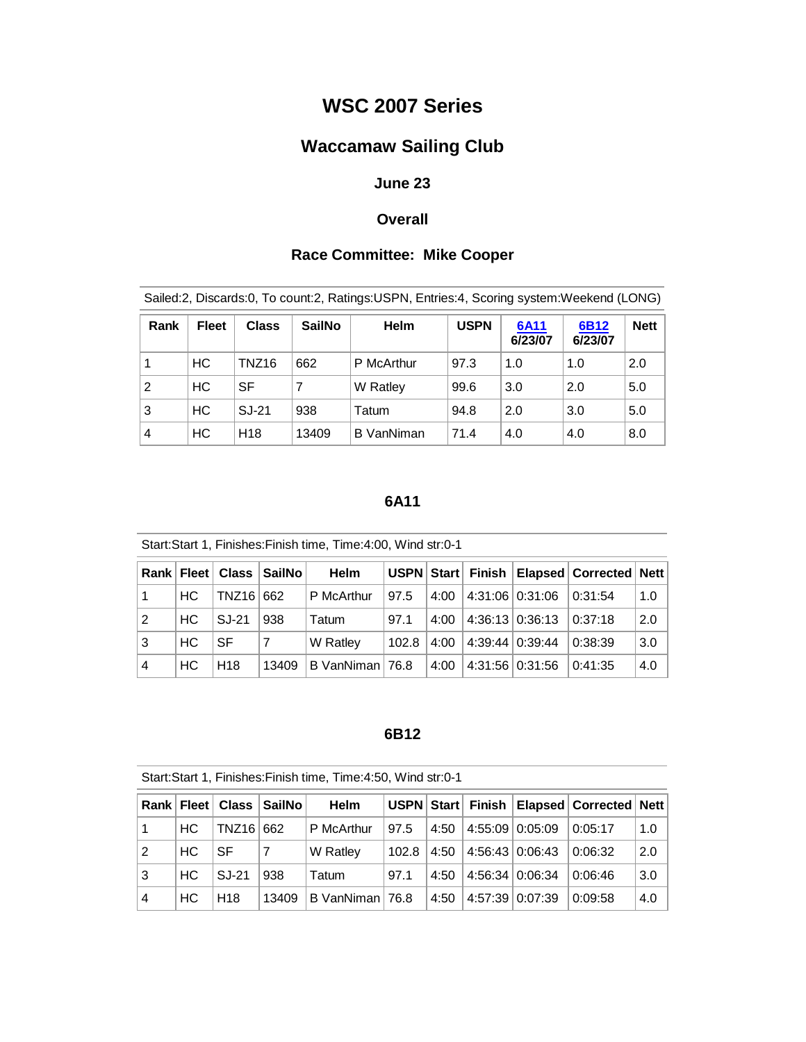# WSC 2007 Series

## Waccamaw Sailing Club

### June 23

### Overall

### Race Committee: Mike Cooper

Sailed:2, Discards:0, To count:2, Ratings:USPN, Entries:4, Scoring system:Weekend (LONG)

| Rank | Fleet | Class | SailNo | Helm | USPN | 6A11 6/23/07 | 6B12 6/23/07 | Nett |
|---|---|---|---|---|---|---|---|---|
| 1 | HC | TNZ16 | 662 | P McArthur | 97.3 | 1.0 | 1.0 | 2.0 |
| 2 | HC | SF | 7 | W Ratley | 99.6 | 3.0 | 2.0 | 5.0 |
| 3 | HC | SJ-21 | 938 | Tatum | 94.8 | 2.0 | 3.0 | 5.0 |
| 4 | HC | H18 | 13409 | B VanNiman | 71.4 | 4.0 | 4.0 | 8.0 |

### 6A11

Start:Start 1, Finishes:Finish time, Time:4:00, Wind str:0-1

| Rank | Fleet | Class | SailNo | Helm | USPN | Start | Finish | Elapsed | Corrected | Nett |
|---|---|---|---|---|---|---|---|---|---|---|
| 1 | HC | TNZ16 | 662 | P McArthur | 97.5 | 4:00 | 4:31:06 | 0:31:06 | 0:31:54 | 1.0 |
| 2 | HC | SJ-21 | 938 | Tatum | 97.1 | 4:00 | 4:36:13 | 0:36:13 | 0:37:18 | 2.0 |
| 3 | HC | SF | 7 | W Ratley | 102.8 | 4:00 | 4:39:44 | 0:39:44 | 0:38:39 | 3.0 |
| 4 | HC | H18 | 13409 | B VanNiman | 76.8 | 4:00 | 4:31:56 | 0:31:56 | 0:41:35 | 4.0 |

### 6B12

Start:Start 1, Finishes:Finish time, Time:4:50, Wind str:0-1

| Rank | Fleet | Class | SailNo | Helm | USPN | Start | Finish | Elapsed | Corrected | Nett |
|---|---|---|---|---|---|---|---|---|---|---|
| 1 | HC | TNZ16 | 662 | P McArthur | 97.5 | 4:50 | 4:55:09 | 0:05:09 | 0:05:17 | 1.0 |
| 2 | HC | SF | 7 | W Ratley | 102.8 | 4:50 | 4:56:43 | 0:06:43 | 0:06:32 | 2.0 |
| 3 | HC | SJ-21 | 938 | Tatum | 97.1 | 4:50 | 4:56:34 | 0:06:34 | 0:06:46 | 3.0 |
| 4 | HC | H18 | 13409 | B VanNiman | 76.8 | 4:50 | 4:57:39 | 0:07:39 | 0:09:58 | 4.0 |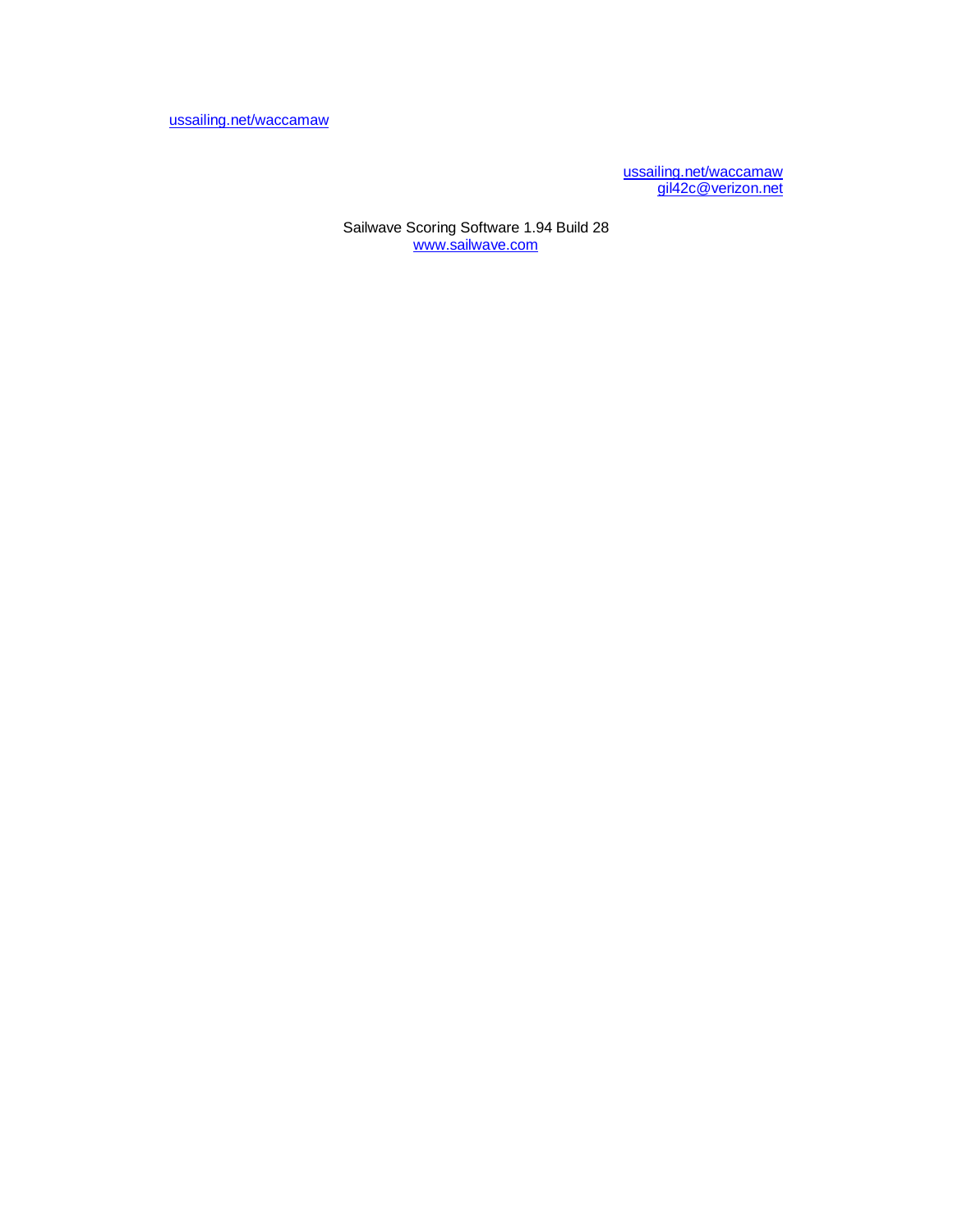ussailing.net/waccamaw

ussailing.net/waccamaw
gil42c@verizon.net

Sailwave Scoring Software 1.94 Build 28
www.sailwave.com